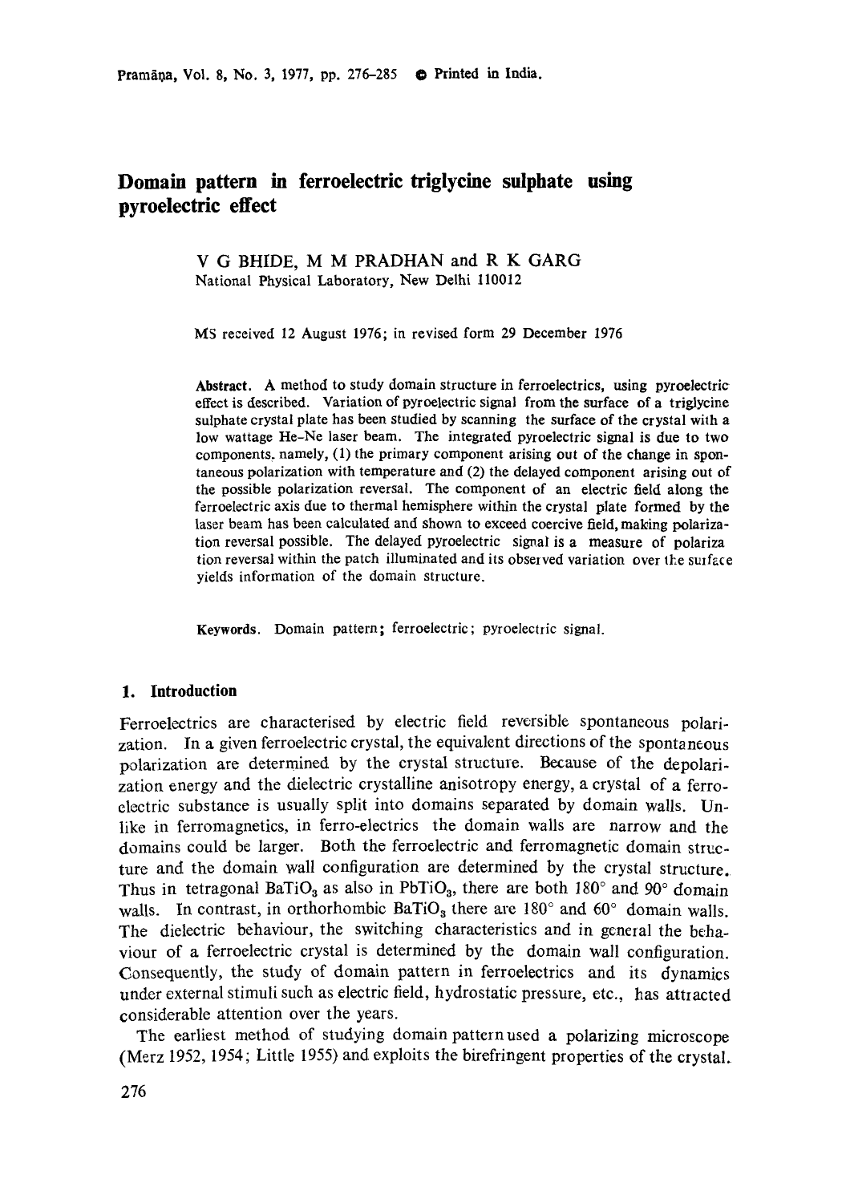# Domain pattern in ferroelectric triglycine sulphate using pyroelectric effect

V G BHIDE, M M PRADHAN and R K GARG
National Physical Laboratory, New Delhi 110012

MS received 12 August 1976; in revised form 29 December 1976

**Abstract.** A method to study domain structure in ferroelectrics, using pyroelectric effect is described. Variation of pyroelectric signal from the surface of a triglycine sulphate crystal plate has been studied by scanning the surface of the crystal with a low wattage He–Ne laser beam. The integrated pyroelectric signal is due to two components, namely, (1) the primary component arising out of the change in spontaneous polarization with temperature and (2) the delayed component arising out of the possible polarization reversal. The component of an electric field along the ferroelectric axis due to thermal hemisphere within the crystal plate formed by the laser beam has been calculated and shown to exceed coercive field, making polarization reversal possible. The delayed pyroelectric signal is a measure of polarization reversal within the patch illuminated and its observed variation over the surface yields information of the domain structure.

**Keywords.** Domain pattern; ferroelectric; pyroelectric signal.

## 1. Introduction

Ferroelectrics are characterised by electric field reversible spontaneous polarization. In a given ferroelectric crystal, the equivalent directions of the spontaneous polarization are determined by the crystal structure. Because of the depolarization energy and the dielectric crystalline anisotropy energy, a crystal of a ferroelectric substance is usually split into domains separated by domain walls. Unlike in ferromagnetics, in ferro-electrics the domain walls are narrow and the domains could be larger. Both the ferroelectric and ferromagnetic domain structure and the domain wall configuration are determined by the crystal structure. Thus in tetragonal $BaTiO_3$ as also in $PbTiO_3$, there are both 180° and 90° domain walls. In contrast, in orthorhombic $BaTiO_3$ there are 180° and 60° domain walls. The dielectric behaviour, the switching characteristics and in general the behaviour of a ferroelectric crystal is determined by the domain wall configuration. Consequently, the study of domain pattern in ferroelectrics and its dynamics under external stimuli such as electric field, hydrostatic pressure, etc., has attracted considerable attention over the years.

The earliest method of studying domain pattern used a polarizing microscope (Merz 1952, 1954; Little 1955) and exploits the birefringent properties of the crystal.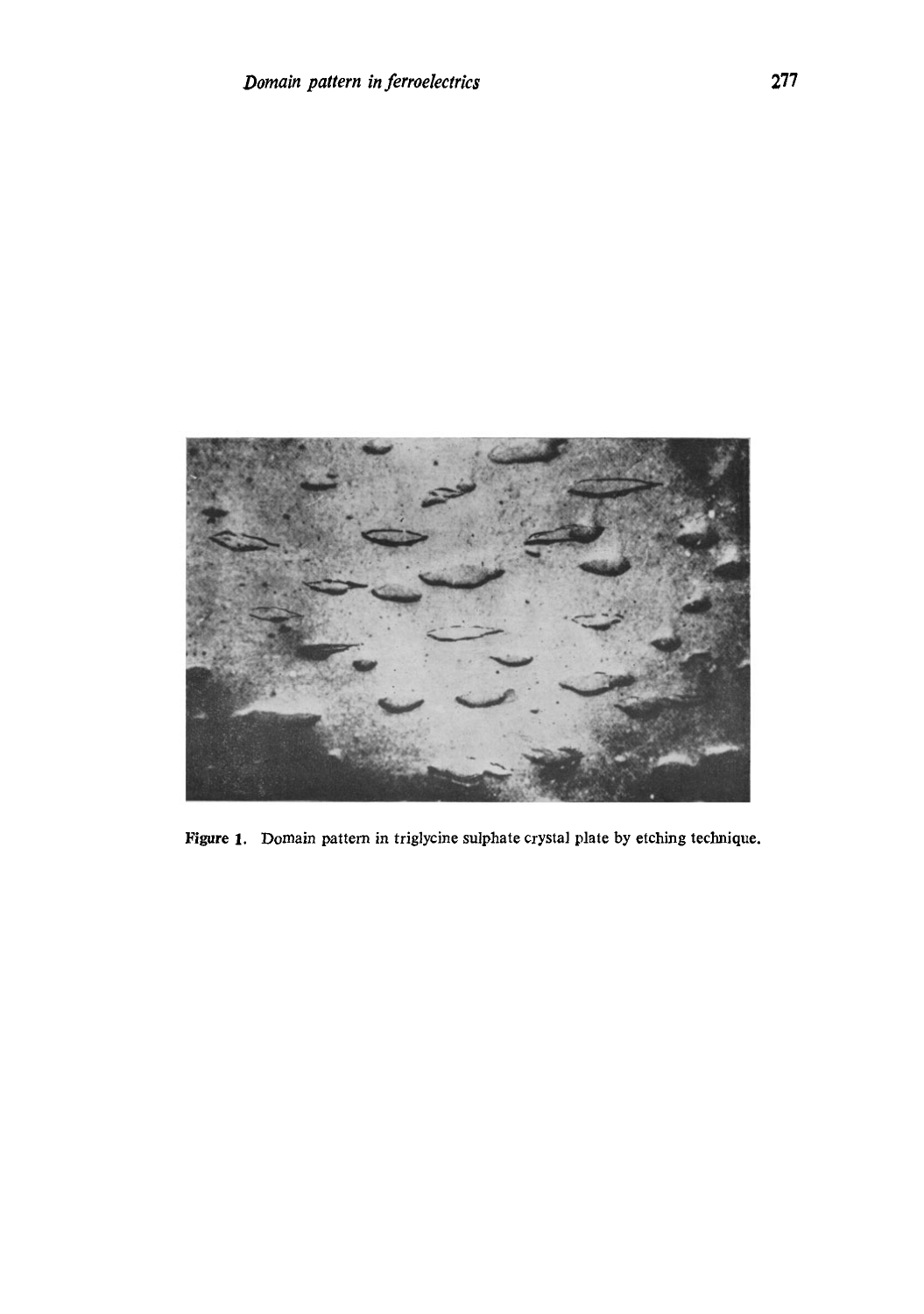Figure 1. Domain pattern in triglycine sulphate crystal plate by etching technique.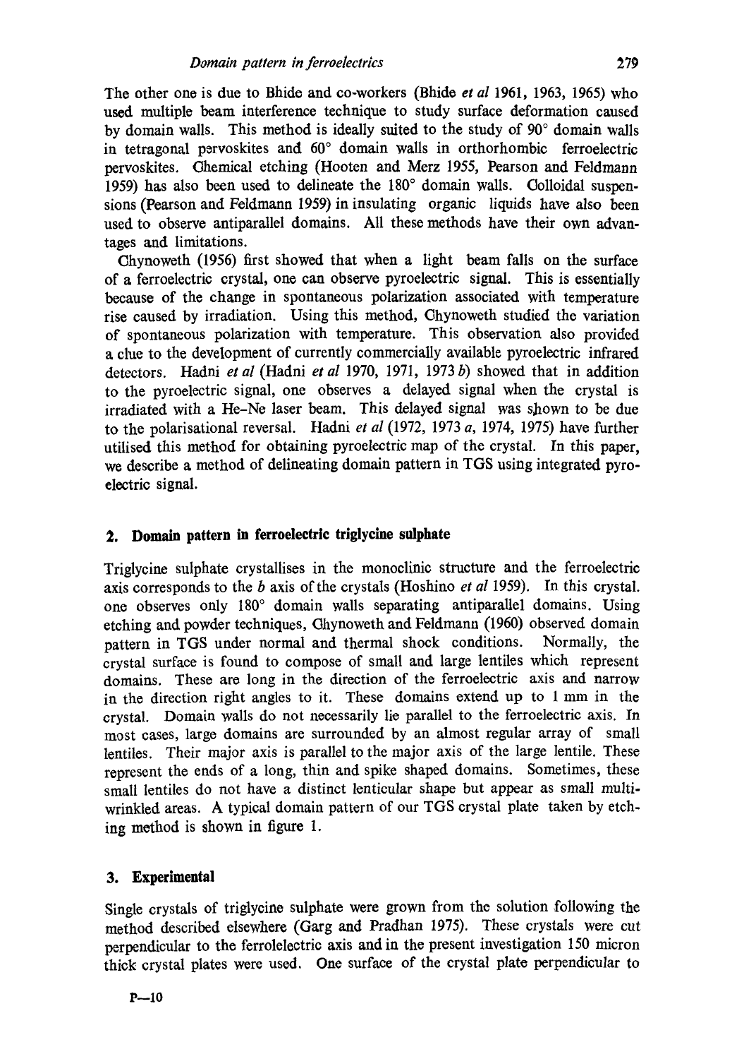The other one is due to Bhide and co-workers (Bhide *et al* 1961, 1963, 1965) who used multiple beam interference technique to study surface deformation caused by domain walls. This method is ideally suited to the study of 90° domain walls in tetragonal pervoskites and 60° domain walls in orthorhombic ferroelectric pervoskites. Chemical etching (Hooten and Merz 1955, Pearson and Feldmann 1959) has also been used to delineate the 180° domain walls. Colloidal suspensions (Pearson and Feldmann 1959) in insulating organic liquids have also been used to observe antiparallel domains. All these methods have their own advantages and limitations.

Chynoweth (1956) first showed that when a light beam falls on the surface of a ferroelectric crystal, one can observe pyroelectric signal. This is essentially because of the change in spontaneous polarization associated with temperature rise caused by irradiation. Using this method, Chynoweth studied the variation of spontaneous polarization with temperature. This observation also provided a clue to the development of currently commercially available pyroelectric infrared detectors. Hadni *et al* (Hadni *et al* 1970, 1971, 1973 *b*) showed that in addition to the pyroelectric signal, one observes a delayed signal when the crystal is irradiated with a He–Ne laser beam. This delayed signal was shown to be due to the polarisational reversal. Hadni *et al* (1972, 1973 *a*, 1974, 1975) have further utilised this method for obtaining pyroelectric map of the crystal. In this paper, we describe a method of delineating domain pattern in TGS using integrated pyroelectric signal.

## 2. Domain pattern in ferroelectric triglycine sulphate

Triglycine sulphate crystallises in the monoclinic structure and the ferroelectric axis corresponds to the *b* axis of the crystals (Hoshino *et al* 1959). In this crystal. one observes only 180° domain walls separating antiparallel domains. Using etching and powder techniques, Chynoweth and Feldmann (1960) observed domain pattern in TGS under normal and thermal shock conditions. Normally, the crystal surface is found to compose of small and large lentiles which represent domains. These are long in the direction of the ferroelectric axis and narrow in the direction right angles to it. These domains extend up to 1 mm in the crystal. Domain walls do not necessarily lie parallel to the ferroelectric axis. In most cases, large domains are surrounded by an almost regular array of small lentiles. Their major axis is parallel to the major axis of the large lentile. These represent the ends of a long, thin and spike shaped domains. Sometimes, these small lentiles do not have a distinct lenticular shape but appear as small multi-wrinkled areas. A typical domain pattern of our TGS crystal plate taken by etching method is shown in figure 1.

## 3. Experimental

Single crystals of triglycine sulphate were grown from the solution following the method described elsewhere (Garg and Pradhan 1975). These crystals were cut perpendicular to the ferrolelectric axis and in the present investigation 150 micron thick crystal plates were used. One surface of the crystal plate perpendicular to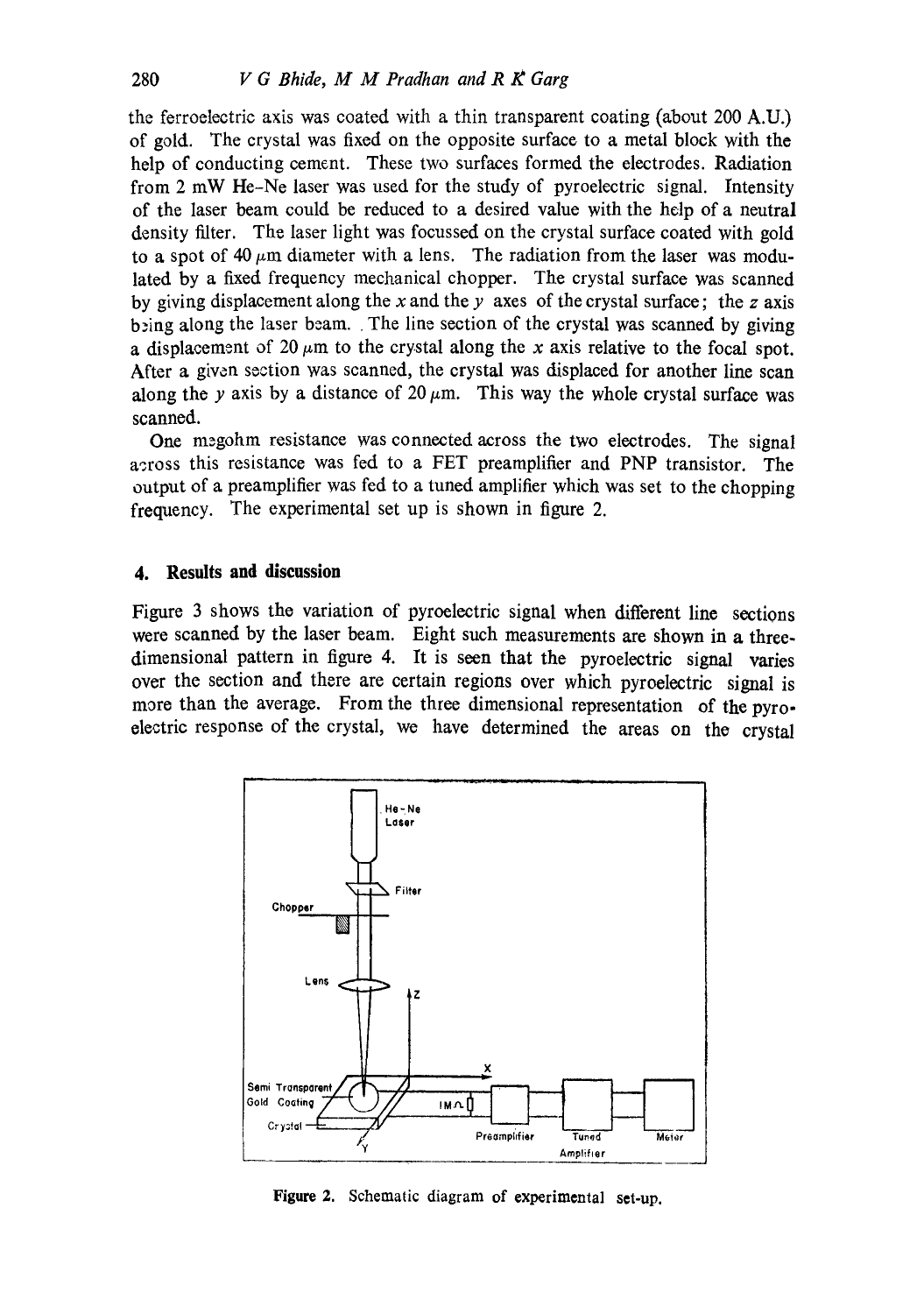the ferroelectric axis was coated with a thin transparent coating (about 200 A.U.) of gold. The crystal was fixed on the opposite surface to a metal block with the help of conducting cement. These two surfaces formed the electrodes. Radiation from 2 mW He-Ne laser was used for the study of pyroelectric signal. Intensity of the laser beam could be reduced to a desired value with the help of a neutral density filter. The laser light was focussed on the crystal surface coated with gold to a spot of 40 $\mu$m diameter with a lens. The radiation from the laser was modulated by a fixed frequency mechanical chopper. The crystal surface was scanned by giving displacement along the $x$ and the $y$ axes of the crystal surface; the $z$ axis being along the laser beam. The line section of the crystal was scanned by giving a displacement of 20 $\mu$m to the crystal along the $x$ axis relative to the focal spot. After a given section was scanned, the crystal was displaced for another line scan along the $y$ axis by a distance of 20 $\mu$m. This way the whole crystal surface was scanned.

One megohm resistance was connected across the two electrodes. The signal across this resistance was fed to a FET preamplifier and PNP transistor. The output of a preamplifier was fed to a tuned amplifier which was set to the chopping frequency. The experimental set up is shown in figure 2.

## 4. Results and discussion

Figure 3 shows the variation of pyroelectric signal when different line sections were scanned by the laser beam. Eight such measurements are shown in a three-dimensional pattern in figure 4. It is seen that the pyroelectric signal varies over the section and there are certain regions over which pyroelectric signal is more than the average. From the three dimensional representation of the pyroelectric response of the crystal, we have determined the areas on the crystal

He-Ne Laser
Filter
Chopper
Lens
Z
X
Y
Semi Transparent Gold Coating
Crystal
1M$\Omega$
Preamplifier
Tuned Amplifier
Meter

**Figure 2.** Schematic diagram of experimental set-up.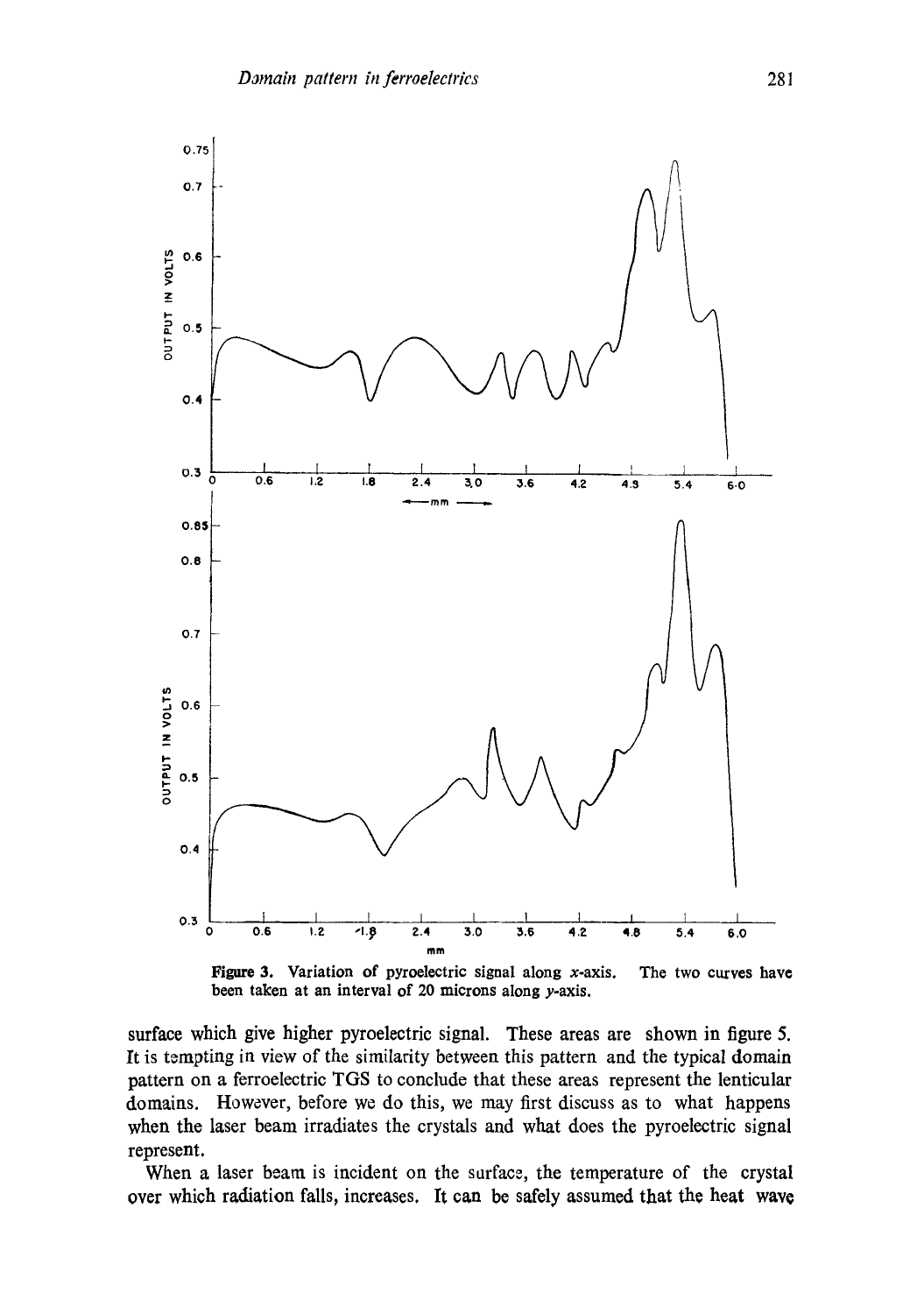0.75
0.7
0.6
0.5
0.4
0.3

OUTPUT IN VOLTS

0 0.6 1.2 1.8 2.4 3.0 3.6 4.2 4.8 5.4 6.0

mm

0.85
0.8
0.7
0.6
0.5
0.4
0.3

OUTPUT IN VOLTS

0 0.6 1.2 1.8 2.4 3.0 3.6 4.2 4.8 5.4 6.0

mm

**Figure 3.** Variation of pyroelectric signal along $x$-axis. The two curves have been taken at an interval of 20 microns along $y$-axis.

surface which give higher pyroelectric signal. These areas are shown in figure 5. It is tempting in view of the similarity between this pattern and the typical domain pattern on a ferroelectric TGS to conclude that these areas represent the lenticular domains. However, before we do this, we may first discuss as to what happens when the laser beam irradiates the crystals and what does the pyroelectric signal represent.

When a laser beam is incident on the surface, the temperature of the crystal over which radiation falls, increases. It can be safely assumed that the heat wave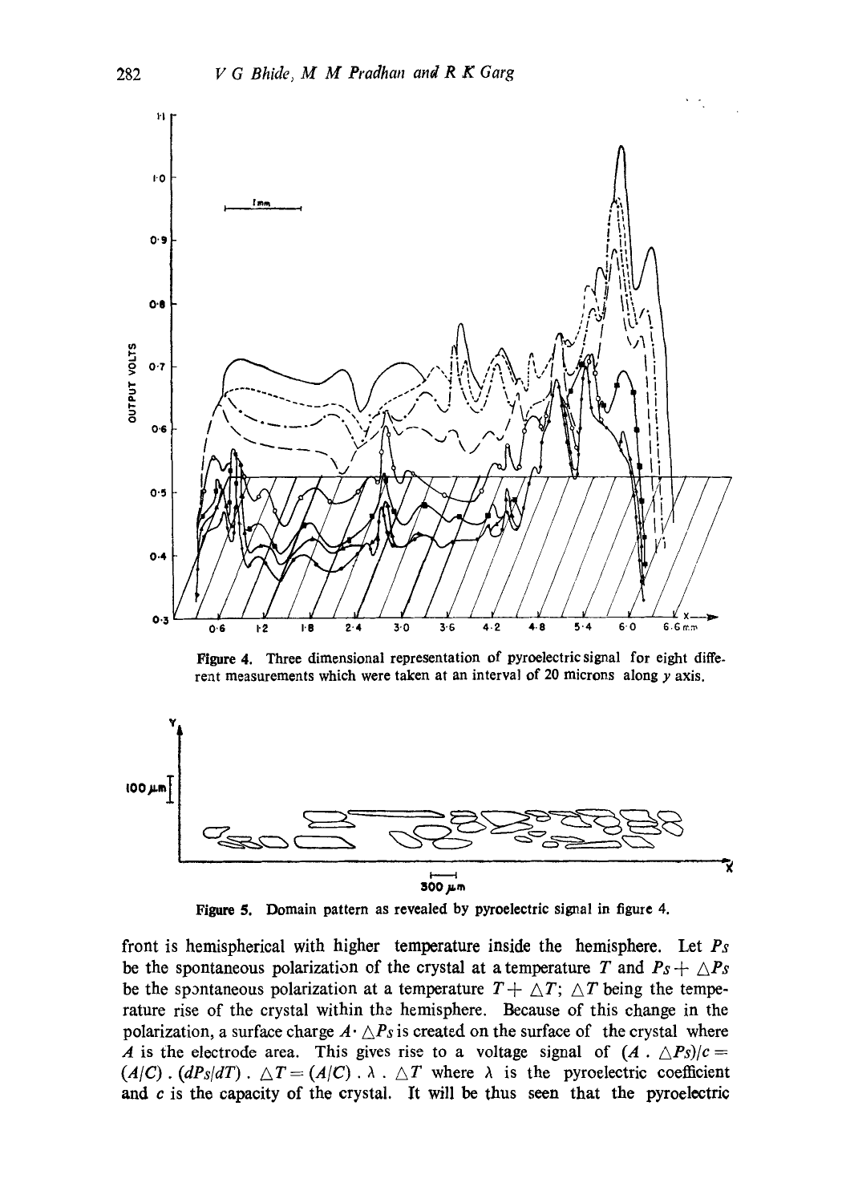OUTPUT VOLTS

1·1

1·0

0·9

0·8

0·7

0·6

0·5

0·4

0·3

1mm

0·6 1·2 1·8 2·4 3·0 3·6 4·2 4·8 5·4 6·0 6·6 mm

X

Figure 4. Three dimensional representation of pyroelectric signal for eight different measurements which were taken at an interval of 20 microns along $y$ axis.

Y

100 μm

300 μm

X

Figure 5. Domain pattern as revealed by pyroelectric signal in figure 4.

front is hemispherical with higher temperature inside the hemisphere. Let $Ps$ be the spontaneous polarization of the crystal at a temperature $T$ and $Ps + \triangle Ps$ be the spontaneous polarization at a temperature $T + \triangle T$; $\triangle T$ being the temperature rise of the crystal within the hemisphere. Because of this change in the polarization, a surface charge $A \cdot \triangle Ps$ is created on the surface of the crystal where $A$ is the electrode area. This gives rise to a voltage signal of $(A \, . \, \triangle Ps)/c = (A/C) \, . \, (dPs/dT) \, . \, \triangle T = (A/C) \, . \, \lambda \, . \, \triangle T$ where $\lambda$ is the pyroelectric coefficient and $c$ is the capacity of the crystal. It will be thus seen that the pyroelectric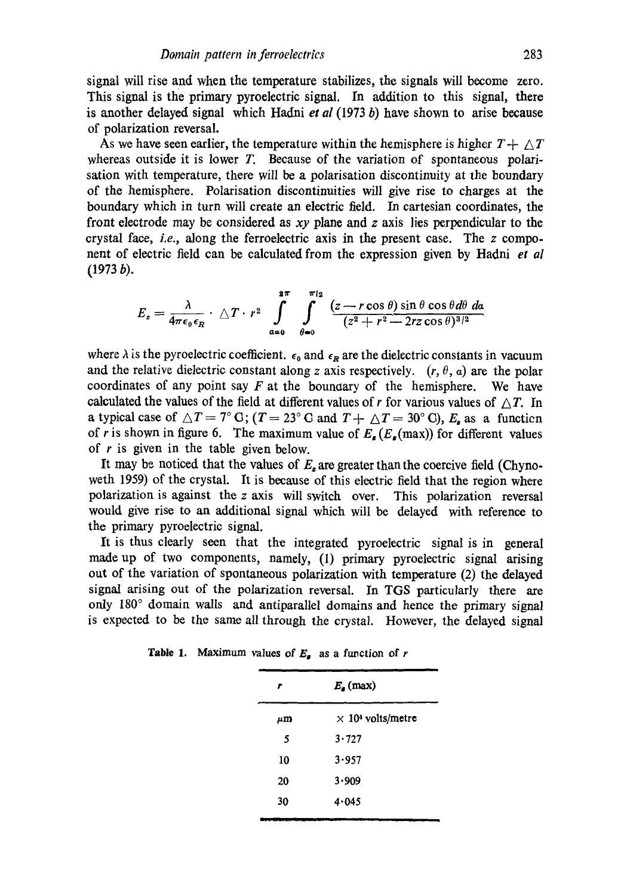signal will rise and when the temperature stabilizes, the signals will become zero. This signal is the primary pyroelectric signal. In addition to this signal, there is another delayed signal which Hadni *et al* (1973 *b*) have shown to arise because of polarization reversal.

As we have seen earlier, the temperature within the hemisphere is higher $T + \triangle T$ whereas outside it is lower $T$. Because of the variation of spontaneous polarisation with temperature, there will be a polarisation discontinuity at the boundary of the hemisphere. Polarisation discontinuities will give rise to charges at the boundary which in turn will create an electric field. In cartesian coordinates, the front electrode may be considered as $xy$ plane and $z$ axis lies perpendicular to the crystal face, *i.e.*, along the ferroelectric axis in the present case. The $z$ component of electric field can be calculated from the expression given by Hadni *et al* (1973 *b*).

$$E_z = \frac{\lambda}{4\pi\epsilon_0\epsilon_R} \cdot \triangle T \cdot r^2 \int_{a=0}^{2\pi} \int_{\theta=0}^{\pi/2} \frac{(z - r\cos\theta)\sin\theta\cos\theta\, d\theta\, da}{(z^2 + r^2 - 2rz\cos\theta)^{3/2}}$$

where $\lambda$ is the pyroelectric coefficient. $\epsilon_0$ and $\epsilon_R$ are the dielectric constants in vacuum and the relative dielectric constant along $z$ axis respectively. $(r, \theta, a)$ are the polar coordinates of any point say $F$ at the boundary of the hemisphere. We have calculated the values of the field at different values of $r$ for various values of $\triangle T$. In a typical case of $\triangle T = 7°$ C; ($T = 23°$ C and $T + \triangle T = 30°$ C), $E_z$ as a function of $r$ is shown in figure 6. The maximum value of $E_z$ ($E_z$(max)) for different values of $r$ is given in the table given below.

It may be noticed that the values of $E_z$ are greater than the coercive field (Chynoweth 1959) of the crystal. It is because of this electric field that the region where polarization is against the $z$ axis will switch over. This polarization reversal would give rise to an additional signal which will be delayed with reference to the primary pyroelectric signal.

It is thus clearly seen that the integrated pyroelectric signal is in general made up of two components, namely, (1) primary pyroelectric signal arising out of the variation of spontaneous polarization with temperature (2) the delayed signal arising out of the polarization reversal. In TGS particularly there are only 180° domain walls and antiparallel domains and hence the primary signal is expected to be the same all through the crystal. However, the delayed signal

**Table 1.** Maximum values of $E_z$ as a function of $r$

| $r$ | $E_z$ (max) |
|---|---|
| $\mu$m | $\times 10^4$ volts/metre |
| 5 | 3·727 |
| 10 | 3·957 |
| 20 | 3·909 |
| 30 | 4·045 |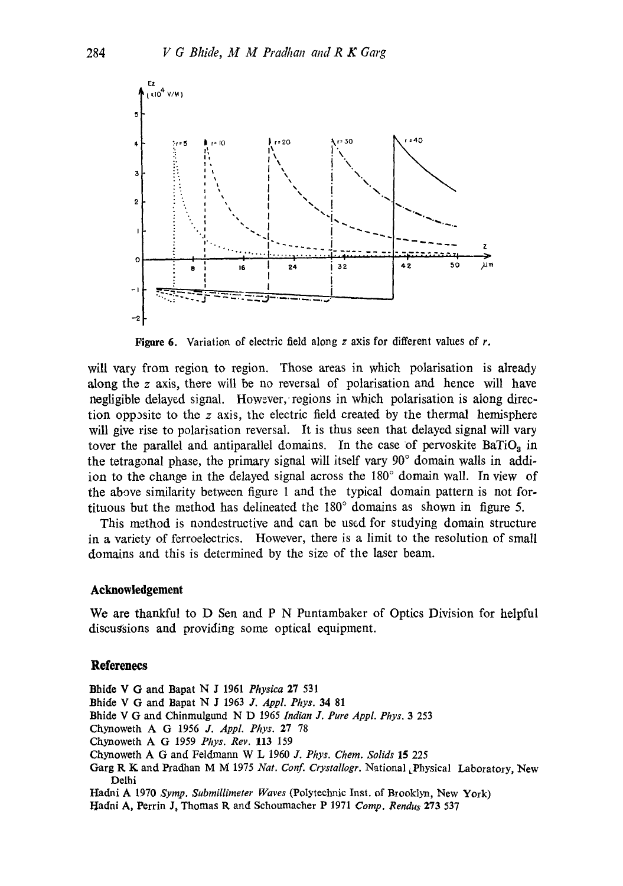Ez
( $\times 10^4$ V/M )

5

4

3

2

1

0

-1

-2

r=5 r=10 r=20 r=30 r=40

8 16 24 32 42 50 μm

z

**Figure 6.** Variation of electric field along $z$ axis for different values of $r$.

will vary from region to region. Those areas in which polarisation is already along the $z$ axis, there will be no reversal of polarisation and hence will have negligible delayed signal. However, regions in which polarisation is along direction opposite to the $z$ axis, the electric field created by the thermal hemisphere will give rise to polarisation reversal. It is thus seen that delayed signal will vary tover the parallel and antiparallel domains. In the case of pervoskite $BaTiO_3$ in the tetragonal phase, the primary signal will itself vary 90° domain walls in addiion to the change in the delayed signal across the 180° domain wall. In view of the above similarity between figure 1 and the typical domain pattern is not fortituous but the method has delineated the 180° domains as shown in figure 5.

This method is nondestructive and can be used for studying domain structure in a variety of ferroelectrics. However, there is a limit to the resolution of small domains and this is determined by the size of the laser beam.

## Acknowledgement

We are thankful to D Sen and P N Puntambaker of Optics Division for helpful discussions and providing some optical equipment.

## Referenecs

Bhide V G and Bapat N J 1961 *Physica* **27** 531

Bhide V G and Bapat N J 1963 *J. Appl. Phys.* **34** 81

Bhide V G and Chinmulgund N D 1965 *Indian J. Pure Appl. Phys.* **3** 253

Chynoweth A G 1956 *J. Appl. Phys.* **27** 78

Chynoweth A G 1959 *Phys. Rev.* **113** 159

Chynoweth A G and Feldmann W L 1960 *J. Phys. Chem. Solids* **15** 225

Garg R K and Pradhan M M 1975 *Nat. Conf. Crystallogr.* National Physical Laboratory, New Delhi

Hadni A 1970 *Symp. Submillimeter Waves* (Polytechnic Inst. of Brooklyn, New York)

Hadni A, Perrin J, Thomas R and Schoumacher P 1971 *Comp. Rendus* **273** 537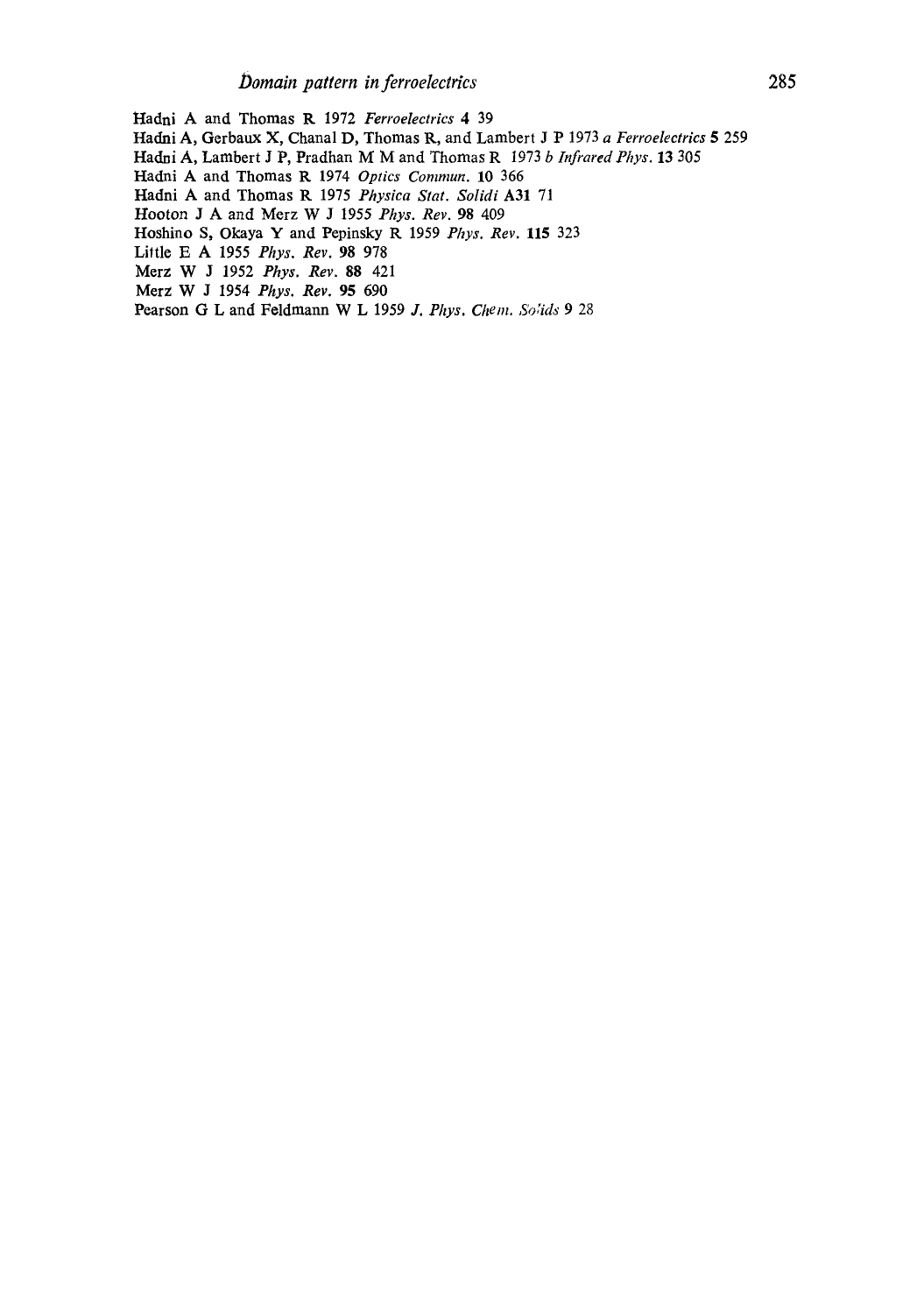Hadni A and Thomas R 1972 *Ferroelectrics* **4** 39

Hadni A, Gerbaux X, Chanal D, Thomas R, and Lambert J P 1973 *a Ferroelectrics* **5** 259

Hadni A, Lambert J P, Pradhan M M and Thomas R 1973 *b Infrared Phys.* **13** 305

Hadni A and Thomas R 1974 *Optics Commun.* **10** 366

Hadni A and Thomas R 1975 *Physica Stat. Solidi* **A31** 71

Hooton J A and Merz W J 1955 *Phys. Rev.* **98** 409

Hoshino S, Okaya Y and Pepinsky R 1959 *Phys. Rev.* **115** 323

Little E A 1955 *Phys. Rev.* **98** 978

Merz W J 1952 *Phys. Rev.* **88** 421

Merz W J 1954 *Phys. Rev.* **95** 690

Pearson G L and Feldmann W L 1959 *J. Phys. Chem. Solids* **9** 28